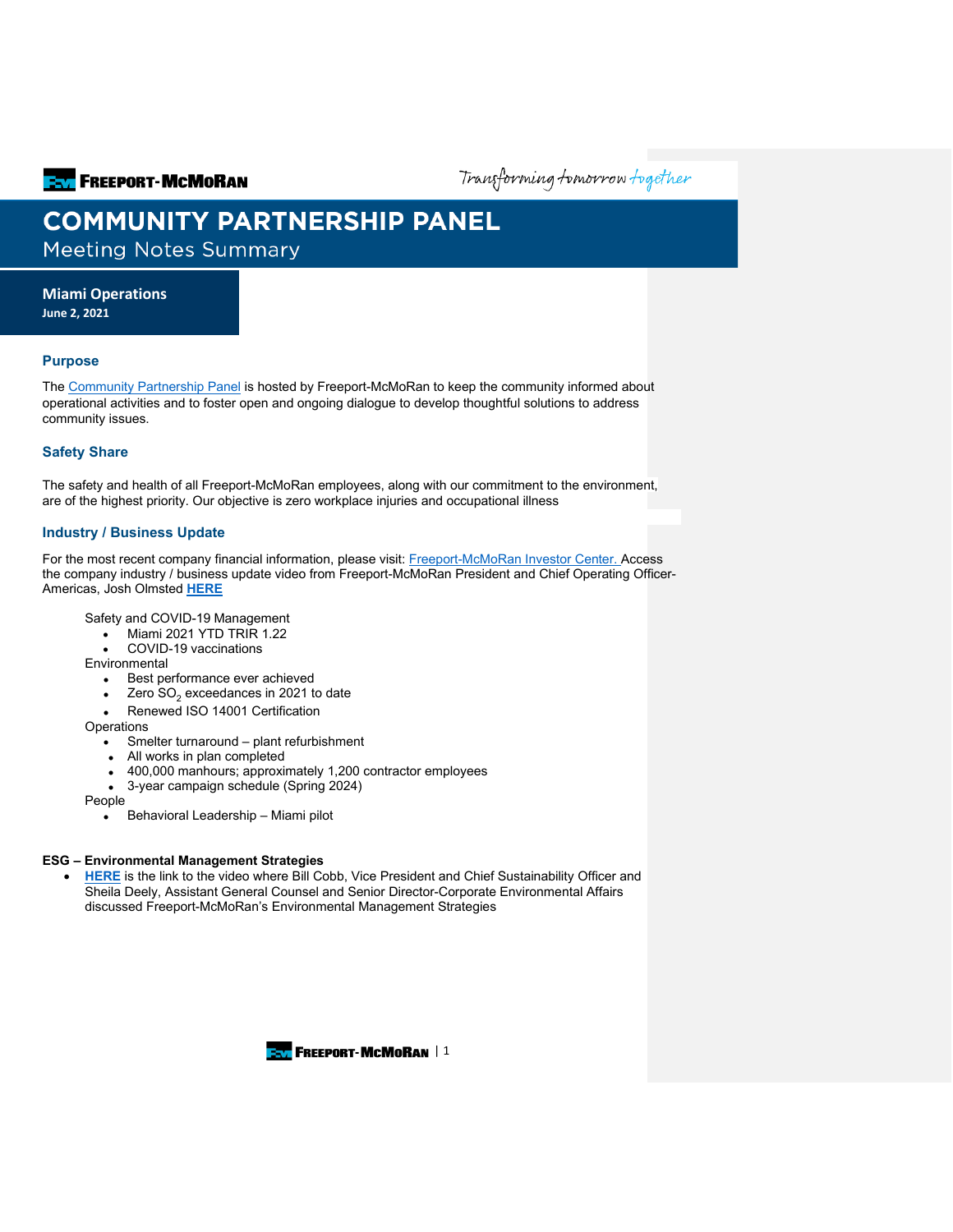# COMMUNITY PARTNERSHIP PANEL

## Meeting Notes Summary

**Miami Operations**
**June 2, 2021**

### Purpose

The Community Partnership Panel is hosted by Freeport-McMoRan to keep the community informed about operational activities and to foster open and ongoing dialogue to develop thoughtful solutions to address community issues.

### Safety Share

The safety and health of all Freeport-McMoRan employees, along with our commitment to the environment, are of the highest priority. Our objective is zero workplace injuries and occupational illness

### Industry / Business Update

For the most recent company financial information, please visit: Freeport-McMoRan Investor Center. Access the company industry / business update video from Freeport-McMoRan President and Chief Operating Officer-Americas, Josh Olmsted **HERE**

Safety and COVID-19 Management
- Miami 2021 YTD TRIR 1.22
- COVID-19 vaccinations

Environmental
- Best performance ever achieved
- Zero $SO_2$ exceedances in 2021 to date
- Renewed ISO 14001 Certification

Operations
- Smelter turnaround – plant refurbishment
- All works in plan completed
- 400,000 manhours; approximately 1,200 contractor employees
- 3-year campaign schedule (Spring 2024)

People
- Behavioral Leadership – Miami pilot

**ESG – Environmental Management Strategies**

- **HERE** is the link to the video where Bill Cobb, Vice President and Chief Sustainability Officer and Sheila Deely, Assistant General Counsel and Senior Director-Corporate Environmental Affairs discussed Freeport-McMoRan's Environmental Management Strategies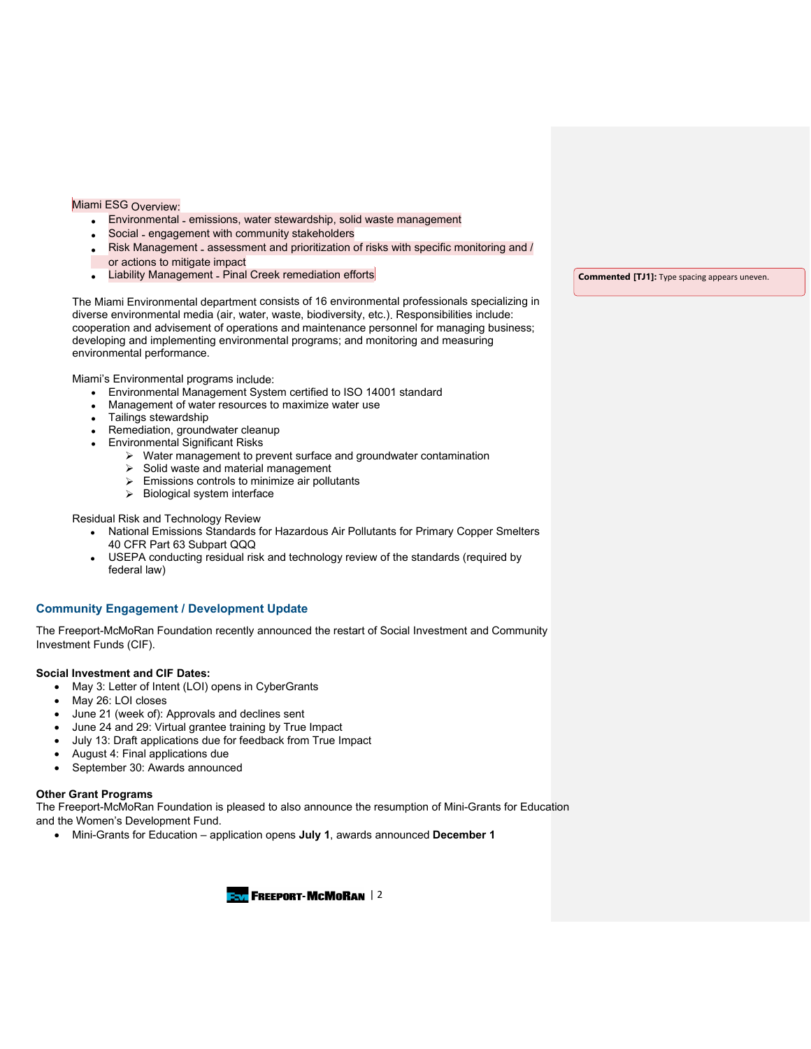Miami ESG Overview:

- Environmental - emissions, water stewardship, solid waste management
- Social - engagement with community stakeholders
- Risk Management - assessment and prioritization of risks with specific monitoring and / or actions to mitigate impact
- Liability Management - Pinal Creek remediation efforts

Commented [TJ1]: Type spacing appears uneven.

The Miami Environmental department consists of 16 environmental professionals specializing in diverse environmental media (air, water, waste, biodiversity, etc.). Responsibilities include: cooperation and advisement of operations and maintenance personnel for managing business; developing and implementing environmental programs; and monitoring and measuring environmental performance.

Miami's Environmental programs include:

- Environmental Management System certified to ISO 14001 standard
- Management of water resources to maximize water use
- Tailings stewardship
- Remediation, groundwater cleanup
- Environmental Significant Risks
  - Water management to prevent surface and groundwater contamination
  - Solid waste and material management
  - Emissions controls to minimize air pollutants
  - Biological system interface

Residual Risk and Technology Review

- National Emissions Standards for Hazardous Air Pollutants for Primary Copper Smelters 40 CFR Part 63 Subpart QQQ
- USEPA conducting residual risk and technology review of the standards (required by federal law)

## Community Engagement / Development Update

The Freeport-McMoRan Foundation recently announced the restart of Social Investment and Community Investment Funds (CIF).

**Social Investment and CIF Dates:**

- May 3: Letter of Intent (LOI) opens in CyberGrants
- May 26: LOI closes
- June 21 (week of): Approvals and declines sent
- June 24 and 29: Virtual grantee training by True Impact
- July 13: Draft applications due for feedback from True Impact
- August 4: Final applications due
- September 30: Awards announced

**Other Grant Programs**

The Freeport-McMoRan Foundation is pleased to also announce the resumption of Mini-Grants for Education and the Women's Development Fund.

- Mini-Grants for Education – application opens **July 1**, awards announced **December 1**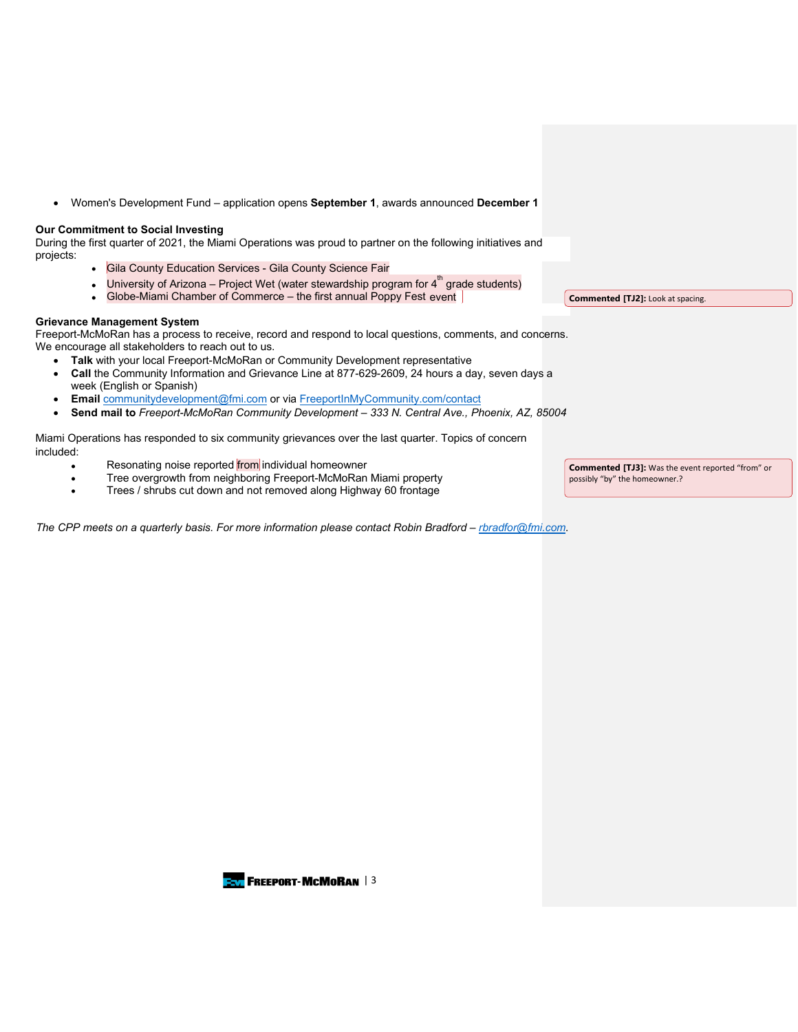- Women's Development Fund – application opens **September 1**, awards announced **December 1**

**Our Commitment to Social Investing**

During the first quarter of 2021, the Miami Operations was proud to partner on the following initiatives and projects:

- Gila County Education Services - Gila County Science Fair
- University of Arizona – Project Wet (water stewardship program for 4th grade students)
- Globe-Miami Chamber of Commerce – the first annual Poppy Fest event

**Commented [TJ2]:** Look at spacing.

**Grievance Management System**

Freeport-McMoRan has a process to receive, record and respond to local questions, comments, and concerns. We encourage all stakeholders to reach out to us.

- **Talk** with your local Freeport-McMoRan or Community Development representative
- **Call** the Community Information and Grievance Line at 877-629-2609, 24 hours a day, seven days a week (English or Spanish)
- **Email** communitydevelopment@fmi.com or via FreeportInMyCommunity.com/contact
- **Send mail to** *Freeport-McMoRan Community Development – 333 N. Central Ave., Phoenix, AZ, 85004*

Miami Operations has responded to six community grievances over the last quarter. Topics of concern included:

- Resonating noise reported from individual homeowner
- Tree overgrowth from neighboring Freeport-McMoRan Miami property
- Trees / shrubs cut down and not removed along Highway 60 frontage

**Commented [TJ3]:** Was the event reported "from" or possibly "by" the homeowner.?

*The CPP meets on a quarterly basis. For more information please contact Robin Bradford – rbradfor@fmi.com.*